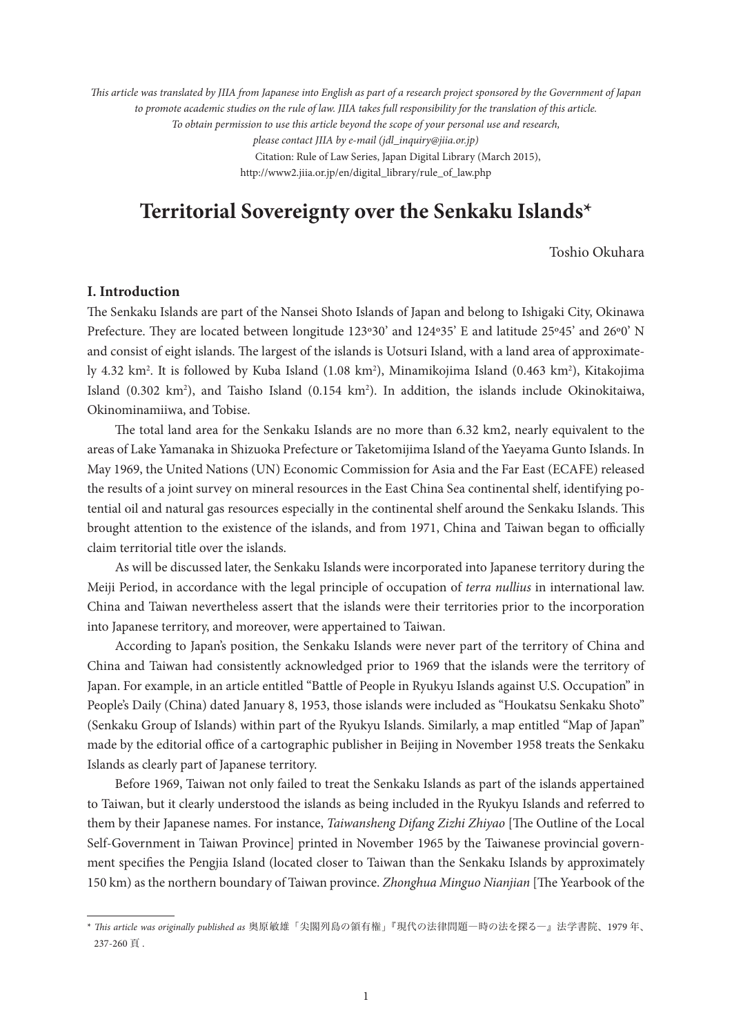*This article was translated by JIIA from Japanese into English as part of a research project sponsored by the Government of Japan to promote academic studies on the rule of law. JIIA takes full responsibility for the translation of this article. To obtain permission to use this article beyond the scope of your personal use and research, please contact JIIA by e-mail (jdl_inquiry@jiia.or.jp)*

Citation: Rule of Law Series, Japan Digital Library (March 2015), http://www2.jiia.or.jp/en/digital_library/rule_of_law.php

# Territorial Sovereignty over the Senkaku Islands*

Toshio Okuhara

## I. Introduction

The Senkaku Islands are part of the Nansei Shoto Islands of Japan and belong to Ishigaki City, Okinawa Prefecture. They are located between longitude 123º30' and 124º35' E and latitude 25º45' and 26º0' N and consist of eight islands. The largest of the islands is Uotsuri Island, with a land area of approximately 4.32 km$^2$. It is followed by Kuba Island (1.08 km$^2$), Minamikojima Island (0.463 km$^2$), Kitakojima Island (0.302 km$^2$), and Taisho Island (0.154 km$^2$). In addition, the islands include Okinokitaiwa, Okinominamiiwa, and Tobise.

The total land area for the Senkaku Islands are no more than 6.32 km2, nearly equivalent to the areas of Lake Yamanaka in Shizuoka Prefecture or Taketomijima Island of the Yaeyama Gunto Islands. In May 1969, the United Nations (UN) Economic Commission for Asia and the Far East (ECAFE) released the results of a joint survey on mineral resources in the East China Sea continental shelf, identifying potential oil and natural gas resources especially in the continental shelf around the Senkaku Islands. This brought attention to the existence of the islands, and from 1971, China and Taiwan began to officially claim territorial title over the islands.

As will be discussed later, the Senkaku Islands were incorporated into Japanese territory during the Meiji Period, in accordance with the legal principle of occupation of *terra nullius* in international law. China and Taiwan nevertheless assert that the islands were their territories prior to the incorporation into Japanese territory, and moreover, were appertained to Taiwan.

According to Japan's position, the Senkaku Islands were never part of the territory of China and China and Taiwan had consistently acknowledged prior to 1969 that the islands were the territory of Japan. For example, in an article entitled "Battle of People in Ryukyu Islands against U.S. Occupation" in People's Daily (China) dated January 8, 1953, those islands were included as "Houkatsu Senkaku Shoto" (Senkaku Group of Islands) within part of the Ryukyu Islands. Similarly, a map entitled "Map of Japan" made by the editorial office of a cartographic publisher in Beijing in November 1958 treats the Senkaku Islands as clearly part of Japanese territory.

Before 1969, Taiwan not only failed to treat the Senkaku Islands as part of the islands appertained to Taiwan, but it clearly understood the islands as being included in the Ryukyu Islands and referred to them by their Japanese names. For instance, *Taiwansheng Difang Zizhi Zhiyao* [The Outline of the Local Self-Government in Taiwan Province] printed in November 1965 by the Taiwanese provincial government specifies the Pengjia Island (located closer to Taiwan than the Senkaku Islands by approximately 150 km) as the northern boundary of Taiwan province. *Zhonghua Minguo Nianjian* [The Yearbook of the

---

\* *This article was originally published as* 奥原敏雄「尖閣列島の領有権」『現代の法律問題―時の法を探る―』法学書院、1979 年、237-260 頁 .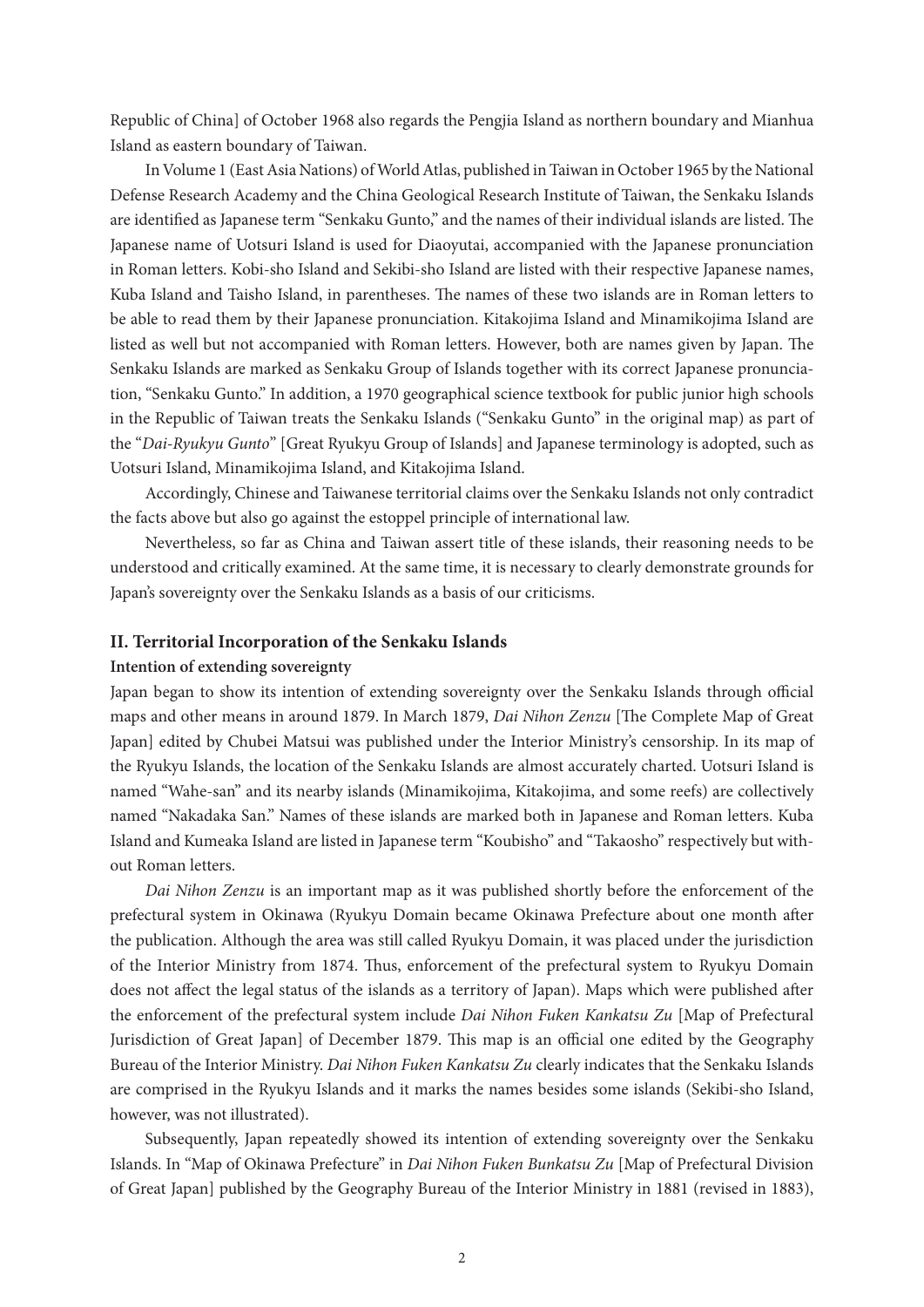Republic of China] of October 1968 also regards the Pengjia Island as northern boundary and Mianhua Island as eastern boundary of Taiwan.

In Volume 1 (East Asia Nations) of World Atlas, published in Taiwan in October 1965 by the National Defense Research Academy and the China Geological Research Institute of Taiwan, the Senkaku Islands are identified as Japanese term "Senkaku Gunto," and the names of their individual islands are listed. The Japanese name of Uotsuri Island is used for Diaoyutai, accompanied with the Japanese pronunciation in Roman letters. Kobi-sho Island and Sekibi-sho Island are listed with their respective Japanese names, Kuba Island and Taisho Island, in parentheses. The names of these two islands are in Roman letters to be able to read them by their Japanese pronunciation. Kitakojima Island and Minamikojima Island are listed as well but not accompanied with Roman letters. However, both are names given by Japan. The Senkaku Islands are marked as Senkaku Group of Islands together with its correct Japanese pronunciation, "Senkaku Gunto." In addition, a 1970 geographical science textbook for public junior high schools in the Republic of Taiwan treats the Senkaku Islands ("Senkaku Gunto" in the original map) as part of the "*Dai-Ryukyu Gunto*" [Great Ryukyu Group of Islands] and Japanese terminology is adopted, such as Uotsuri Island, Minamikojima Island, and Kitakojima Island.

Accordingly, Chinese and Taiwanese territorial claims over the Senkaku Islands not only contradict the facts above but also go against the estoppel principle of international law.

Nevertheless, so far as China and Taiwan assert title of these islands, their reasoning needs to be understood and critically examined. At the same time, it is necessary to clearly demonstrate grounds for Japan's sovereignty over the Senkaku Islands as a basis of our criticisms.

## II. Territorial Incorporation of the Senkaku Islands

### Intention of extending sovereignty

Japan began to show its intention of extending sovereignty over the Senkaku Islands through official maps and other means in around 1879. In March 1879, *Dai Nihon Zenzu* [The Complete Map of Great Japan] edited by Chubei Matsui was published under the Interior Ministry's censorship. In its map of the Ryukyu Islands, the location of the Senkaku Islands are almost accurately charted. Uotsuri Island is named "Wahe-san" and its nearby islands (Minamikojima, Kitakojima, and some reefs) are collectively named "Nakadaka San." Names of these islands are marked both in Japanese and Roman letters. Kuba Island and Kumeaka Island are listed in Japanese term "Koubisho" and "Takaosho" respectively but without Roman letters.

*Dai Nihon Zenzu* is an important map as it was published shortly before the enforcement of the prefectural system in Okinawa (Ryukyu Domain became Okinawa Prefecture about one month after the publication. Although the area was still called Ryukyu Domain, it was placed under the jurisdiction of the Interior Ministry from 1874. Thus, enforcement of the prefectural system to Ryukyu Domain does not affect the legal status of the islands as a territory of Japan). Maps which were published after the enforcement of the prefectural system include *Dai Nihon Fuken Kankatsu Zu* [Map of Prefectural Jurisdiction of Great Japan] of December 1879. This map is an official one edited by the Geography Bureau of the Interior Ministry. *Dai Nihon Fuken Kankatsu Zu* clearly indicates that the Senkaku Islands are comprised in the Ryukyu Islands and it marks the names besides some islands (Sekibi-sho Island, however, was not illustrated).

Subsequently, Japan repeatedly showed its intention of extending sovereignty over the Senkaku Islands. In "Map of Okinawa Prefecture" in *Dai Nihon Fuken Bunkatsu Zu* [Map of Prefectural Division of Great Japan] published by the Geography Bureau of the Interior Ministry in 1881 (revised in 1883),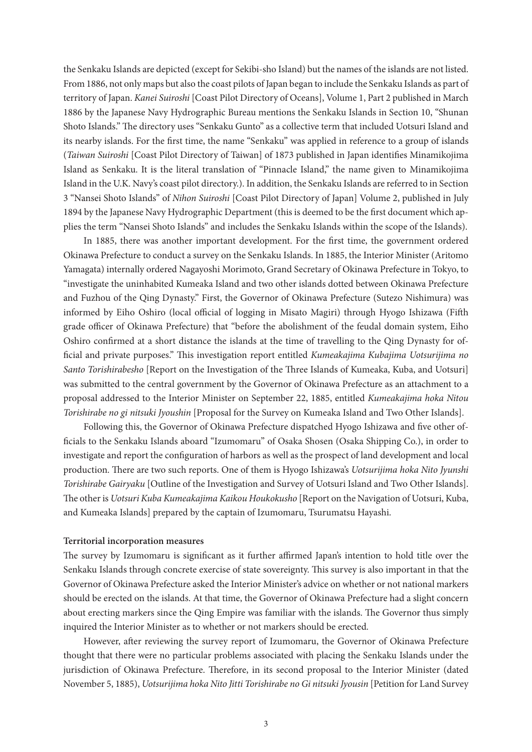the Senkaku Islands are depicted (except for Sekibi-sho Island) but the names of the islands are not listed. From 1886, not only maps but also the coast pilots of Japan began to include the Senkaku Islands as part of territory of Japan. *Kanei Suiroshi* [Coast Pilot Directory of Oceans], Volume 1, Part 2 published in March 1886 by the Japanese Navy Hydrographic Bureau mentions the Senkaku Islands in Section 10, "Shunan Shoto Islands." The directory uses "Senkaku Gunto" as a collective term that included Uotsuri Island and its nearby islands. For the first time, the name "Senkaku" was applied in reference to a group of islands (*Taiwan Suiroshi* [Coast Pilot Directory of Taiwan] of 1873 published in Japan identifies Minamikojima Island as Senkaku. It is the literal translation of "Pinnacle Island," the name given to Minamikojima Island in the U.K. Navy's coast pilot directory.). In addition, the Senkaku Islands are referred to in Section 3 "Nansei Shoto Islands" of *Nihon Suiroshi* [Coast Pilot Directory of Japan] Volume 2, published in July 1894 by the Japanese Navy Hydrographic Department (this is deemed to be the first document which applies the term "Nansei Shoto Islands" and includes the Senkaku Islands within the scope of the Islands).

In 1885, there was another important development. For the first time, the government ordered Okinawa Prefecture to conduct a survey on the Senkaku Islands. In 1885, the Interior Minister (Aritomo Yamagata) internally ordered Nagayoshi Morimoto, Grand Secretary of Okinawa Prefecture in Tokyo, to "investigate the uninhabited Kumeaka Island and two other islands dotted between Okinawa Prefecture and Fuzhou of the Qing Dynasty." First, the Governor of Okinawa Prefecture (Sutezo Nishimura) was informed by Eiho Oshiro (local official of logging in Misato Magiri) through Hyogo Ishizawa (Fifth grade officer of Okinawa Prefecture) that "before the abolishment of the feudal domain system, Eiho Oshiro confirmed at a short distance the islands at the time of travelling to the Qing Dynasty for official and private purposes." This investigation report entitled *Kumeakajima Kubajima Uotsurijima no Santo Torishirabesho* [Report on the Investigation of the Three Islands of Kumeaka, Kuba, and Uotsuri] was submitted to the central government by the Governor of Okinawa Prefecture as an attachment to a proposal addressed to the Interior Minister on September 22, 1885, entitled *Kumeakajima hoka Nitou Torishirabe no gi nitsuki Jyoushin* [Proposal for the Survey on Kumeaka Island and Two Other Islands].

Following this, the Governor of Okinawa Prefecture dispatched Hyogo Ishizawa and five other officials to the Senkaku Islands aboard "Izumomaru" of Osaka Shosen (Osaka Shipping Co.), in order to investigate and report the configuration of harbors as well as the prospect of land development and local production. There are two such reports. One of them is Hyogo Ishizawa's *Uotsurijima hoka Nito Jyunshi Torishirabe Gairyaku* [Outline of the Investigation and Survey of Uotsuri Island and Two Other Islands]. The other is *Uotsuri Kuba Kumeakajima Kaikou Houkokusho* [Report on the Navigation of Uotsuri, Kuba, and Kumeaka Islands] prepared by the captain of Izumomaru, Tsurumatsu Hayashi.

**Territorial incorporation measures**

The survey by Izumomaru is significant as it further affirmed Japan's intention to hold title over the Senkaku Islands through concrete exercise of state sovereignty. This survey is also important in that the Governor of Okinawa Prefecture asked the Interior Minister's advice on whether or not national markers should be erected on the islands. At that time, the Governor of Okinawa Prefecture had a slight concern about erecting markers since the Qing Empire was familiar with the islands. The Governor thus simply inquired the Interior Minister as to whether or not markers should be erected.

However, after reviewing the survey report of Izumomaru, the Governor of Okinawa Prefecture thought that there were no particular problems associated with placing the Senkaku Islands under the jurisdiction of Okinawa Prefecture. Therefore, in its second proposal to the Interior Minister (dated November 5, 1885), *Uotsurijima hoka Nito Jitti Torishirabe no Gi nitsuki Jyousin* [Petition for Land Survey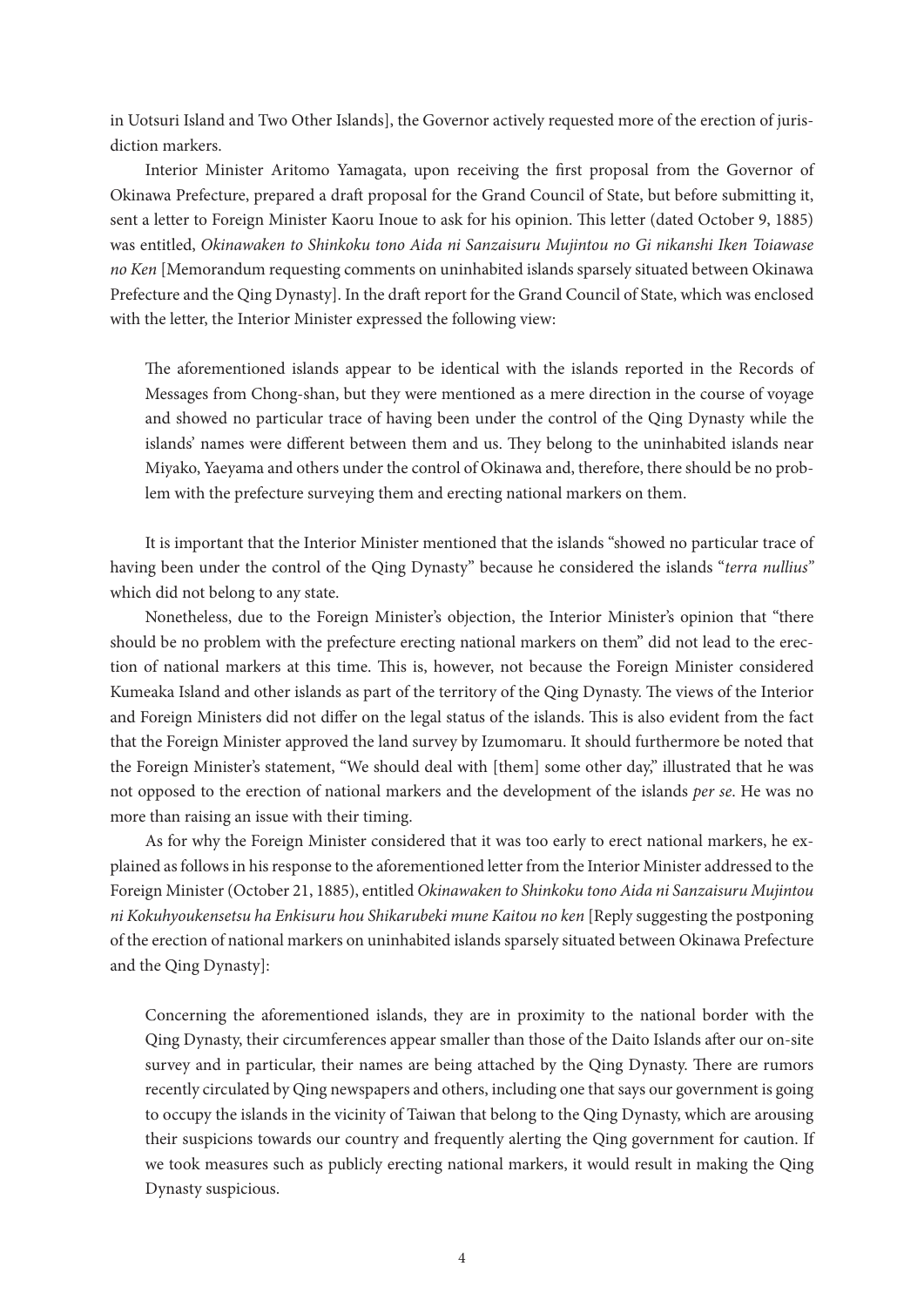in Uotsuri Island and Two Other Islands], the Governor actively requested more of the erection of jurisdiction markers.

Interior Minister Aritomo Yamagata, upon receiving the first proposal from the Governor of Okinawa Prefecture, prepared a draft proposal for the Grand Council of State, but before submitting it, sent a letter to Foreign Minister Kaoru Inoue to ask for his opinion. This letter (dated October 9, 1885) was entitled, *Okinawaken to Shinkoku tono Aida ni Sanzaisuru Mujintou no Gi nikanshi Iken Toiawase no Ken* [Memorandum requesting comments on uninhabited islands sparsely situated between Okinawa Prefecture and the Qing Dynasty]. In the draft report for the Grand Council of State, which was enclosed with the letter, the Interior Minister expressed the following view:

> The aforementioned islands appear to be identical with the islands reported in the Records of Messages from Chong-shan, but they were mentioned as a mere direction in the course of voyage and showed no particular trace of having been under the control of the Qing Dynasty while the islands' names were different between them and us. They belong to the uninhabited islands near Miyako, Yaeyama and others under the control of Okinawa and, therefore, there should be no problem with the prefecture surveying them and erecting national markers on them.

It is important that the Interior Minister mentioned that the islands "showed no particular trace of having been under the control of the Qing Dynasty" because he considered the islands "*terra nullius*" which did not belong to any state.

Nonetheless, due to the Foreign Minister's objection, the Interior Minister's opinion that "there should be no problem with the prefecture erecting national markers on them" did not lead to the erection of national markers at this time. This is, however, not because the Foreign Minister considered Kumeaka Island and other islands as part of the territory of the Qing Dynasty. The views of the Interior and Foreign Ministers did not differ on the legal status of the islands. This is also evident from the fact that the Foreign Minister approved the land survey by Izumomaru. It should furthermore be noted that the Foreign Minister's statement, "We should deal with [them] some other day," illustrated that he was not opposed to the erection of national markers and the development of the islands *per se*. He was no more than raising an issue with their timing.

As for why the Foreign Minister considered that it was too early to erect national markers, he explained as follows in his response to the aforementioned letter from the Interior Minister addressed to the Foreign Minister (October 21, 1885), entitled *Okinawaken to Shinkoku tono Aida ni Sanzaisuru Mujintou ni Kokuhyoukensetsu ha Enkisuru hou Shikarubeki mune Kaitou no ken* [Reply suggesting the postponing of the erection of national markers on uninhabited islands sparsely situated between Okinawa Prefecture and the Qing Dynasty]:

> Concerning the aforementioned islands, they are in proximity to the national border with the Qing Dynasty, their circumferences appear smaller than those of the Daito Islands after our on-site survey and in particular, their names are being attached by the Qing Dynasty. There are rumors recently circulated by Qing newspapers and others, including one that says our government is going to occupy the islands in the vicinity of Taiwan that belong to the Qing Dynasty, which are arousing their suspicions towards our country and frequently alerting the Qing government for caution. If we took measures such as publicly erecting national markers, it would result in making the Qing Dynasty suspicious.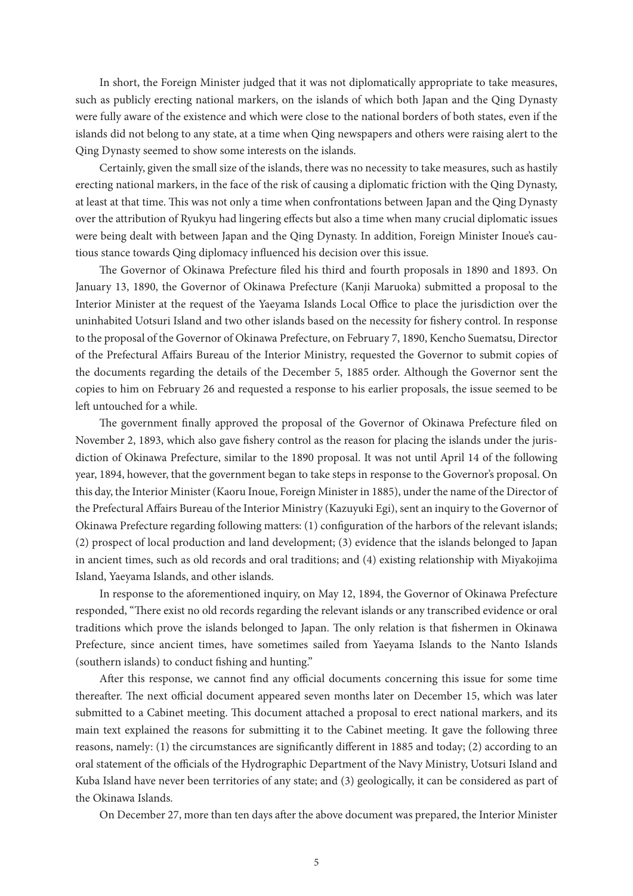In short, the Foreign Minister judged that it was not diplomatically appropriate to take measures, such as publicly erecting national markers, on the islands of which both Japan and the Qing Dynasty were fully aware of the existence and which were close to the national borders of both states, even if the islands did not belong to any state, at a time when Qing newspapers and others were raising alert to the Qing Dynasty seemed to show some interests on the islands.

Certainly, given the small size of the islands, there was no necessity to take measures, such as hastily erecting national markers, in the face of the risk of causing a diplomatic friction with the Qing Dynasty, at least at that time. This was not only a time when confrontations between Japan and the Qing Dynasty over the attribution of Ryukyu had lingering effects but also a time when many crucial diplomatic issues were being dealt with between Japan and the Qing Dynasty. In addition, Foreign Minister Inoue's cautious stance towards Qing diplomacy influenced his decision over this issue.

The Governor of Okinawa Prefecture filed his third and fourth proposals in 1890 and 1893. On January 13, 1890, the Governor of Okinawa Prefecture (Kanji Maruoka) submitted a proposal to the Interior Minister at the request of the Yaeyama Islands Local Office to place the jurisdiction over the uninhabited Uotsuri Island and two other islands based on the necessity for fishery control. In response to the proposal of the Governor of Okinawa Prefecture, on February 7, 1890, Kencho Suematsu, Director of the Prefectural Affairs Bureau of the Interior Ministry, requested the Governor to submit copies of the documents regarding the details of the December 5, 1885 order. Although the Governor sent the copies to him on February 26 and requested a response to his earlier proposals, the issue seemed to be left untouched for a while.

The government finally approved the proposal of the Governor of Okinawa Prefecture filed on November 2, 1893, which also gave fishery control as the reason for placing the islands under the jurisdiction of Okinawa Prefecture, similar to the 1890 proposal. It was not until April 14 of the following year, 1894, however, that the government began to take steps in response to the Governor's proposal. On this day, the Interior Minister (Kaoru Inoue, Foreign Minister in 1885), under the name of the Director of the Prefectural Affairs Bureau of the Interior Ministry (Kazuyuki Egi), sent an inquiry to the Governor of Okinawa Prefecture regarding following matters: (1) configuration of the harbors of the relevant islands; (2) prospect of local production and land development; (3) evidence that the islands belonged to Japan in ancient times, such as old records and oral traditions; and (4) existing relationship with Miyakojima Island, Yaeyama Islands, and other islands.

In response to the aforementioned inquiry, on May 12, 1894, the Governor of Okinawa Prefecture responded, "There exist no old records regarding the relevant islands or any transcribed evidence or oral traditions which prove the islands belonged to Japan. The only relation is that fishermen in Okinawa Prefecture, since ancient times, have sometimes sailed from Yaeyama Islands to the Nanto Islands (southern islands) to conduct fishing and hunting."

After this response, we cannot find any official documents concerning this issue for some time thereafter. The next official document appeared seven months later on December 15, which was later submitted to a Cabinet meeting. This document attached a proposal to erect national markers, and its main text explained the reasons for submitting it to the Cabinet meeting. It gave the following three reasons, namely: (1) the circumstances are significantly different in 1885 and today; (2) according to an oral statement of the officials of the Hydrographic Department of the Navy Ministry, Uotsuri Island and Kuba Island have never been territories of any state; and (3) geologically, it can be considered as part of the Okinawa Islands.

On December 27, more than ten days after the above document was prepared, the Interior Minister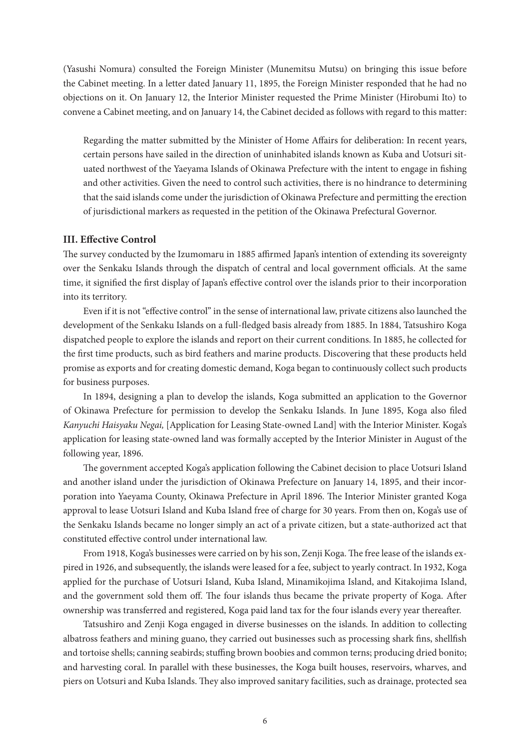(Yasushi Nomura) consulted the Foreign Minister (Munemitsu Mutsu) on bringing this issue before the Cabinet meeting. In a letter dated January 11, 1895, the Foreign Minister responded that he had no objections on it. On January 12, the Interior Minister requested the Prime Minister (Hirobumi Ito) to convene a Cabinet meeting, and on January 14, the Cabinet decided as follows with regard to this matter:

> Regarding the matter submitted by the Minister of Home Affairs for deliberation: In recent years, certain persons have sailed in the direction of uninhabited islands known as Kuba and Uotsuri situated northwest of the Yaeyama Islands of Okinawa Prefecture with the intent to engage in fishing and other activities. Given the need to control such activities, there is no hindrance to determining that the said islands come under the jurisdiction of Okinawa Prefecture and permitting the erection of jurisdictional markers as requested in the petition of the Okinawa Prefectural Governor.

**III. Effective Control**

The survey conducted by the Izumomaru in 1885 affirmed Japan's intention of extending its sovereignty over the Senkaku Islands through the dispatch of central and local government officials. At the same time, it signified the first display of Japan's effective control over the islands prior to their incorporation into its territory.

Even if it is not "effective control" in the sense of international law, private citizens also launched the development of the Senkaku Islands on a full-fledged basis already from 1885. In 1884, Tatsushiro Koga dispatched people to explore the islands and report on their current conditions. In 1885, he collected for the first time products, such as bird feathers and marine products. Discovering that these products held promise as exports and for creating domestic demand, Koga began to continuously collect such products for business purposes.

In 1894, designing a plan to develop the islands, Koga submitted an application to the Governor of Okinawa Prefecture for permission to develop the Senkaku Islands. In June 1895, Koga also filed *Kanyuchi Haisyaku Negai,* [Application for Leasing State-owned Land] with the Interior Minister. Koga's application for leasing state-owned land was formally accepted by the Interior Minister in August of the following year, 1896.

The government accepted Koga's application following the Cabinet decision to place Uotsuri Island and another island under the jurisdiction of Okinawa Prefecture on January 14, 1895, and their incorporation into Yaeyama County, Okinawa Prefecture in April 1896. The Interior Minister granted Koga approval to lease Uotsuri Island and Kuba Island free of charge for 30 years. From then on, Koga's use of the Senkaku Islands became no longer simply an act of a private citizen, but a state-authorized act that constituted effective control under international law.

From 1918, Koga's businesses were carried on by his son, Zenji Koga. The free lease of the islands expired in 1926, and subsequently, the islands were leased for a fee, subject to yearly contract. In 1932, Koga applied for the purchase of Uotsuri Island, Kuba Island, Minamikojima Island, and Kitakojima Island, and the government sold them off. The four islands thus became the private property of Koga. After ownership was transferred and registered, Koga paid land tax for the four islands every year thereafter.

Tatsushiro and Zenji Koga engaged in diverse businesses on the islands. In addition to collecting albatross feathers and mining guano, they carried out businesses such as processing shark fins, shellfish and tortoise shells; canning seabirds; stuffing brown boobies and common terns; producing dried bonito; and harvesting coral. In parallel with these businesses, the Koga built houses, reservoirs, wharves, and piers on Uotsuri and Kuba Islands. They also improved sanitary facilities, such as drainage, protected sea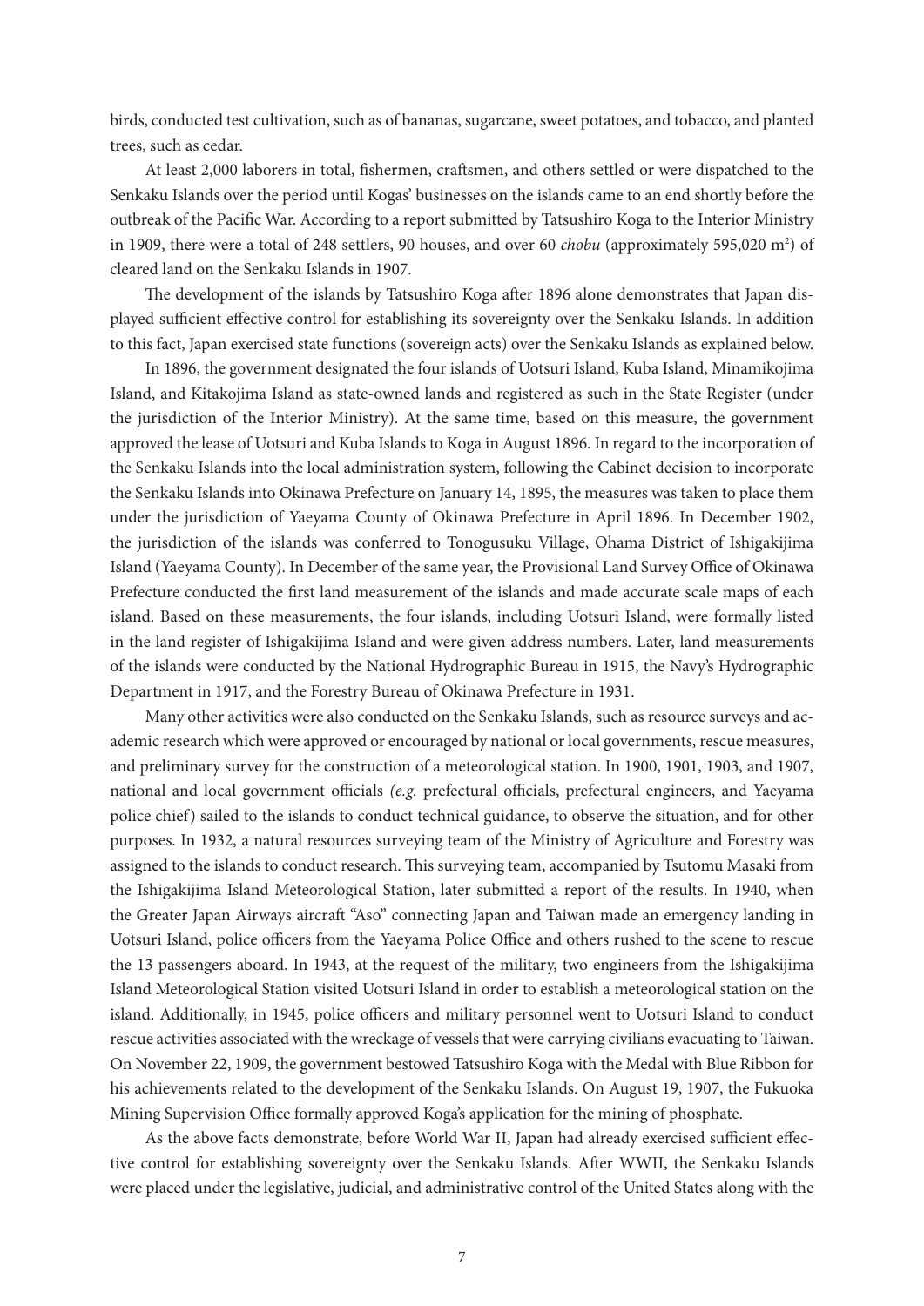birds, conducted test cultivation, such as of bananas, sugarcane, sweet potatoes, and tobacco, and planted trees, such as cedar.

At least 2,000 laborers in total, fishermen, craftsmen, and others settled or were dispatched to the Senkaku Islands over the period until Kogas' businesses on the islands came to an end shortly before the outbreak of the Pacific War. According to a report submitted by Tatsushiro Koga to the Interior Ministry in 1909, there were a total of 248 settlers, 90 houses, and over 60 *chobu* (approximately 595,020 m$^2$) of cleared land on the Senkaku Islands in 1907.

The development of the islands by Tatsushiro Koga after 1896 alone demonstrates that Japan displayed sufficient effective control for establishing its sovereignty over the Senkaku Islands. In addition to this fact, Japan exercised state functions (sovereign acts) over the Senkaku Islands as explained below.

In 1896, the government designated the four islands of Uotsuri Island, Kuba Island, Minamikojima Island, and Kitakojima Island as state-owned lands and registered as such in the State Register (under the jurisdiction of the Interior Ministry). At the same time, based on this measure, the government approved the lease of Uotsuri and Kuba Islands to Koga in August 1896. In regard to the incorporation of the Senkaku Islands into the local administration system, following the Cabinet decision to incorporate the Senkaku Islands into Okinawa Prefecture on January 14, 1895, the measures was taken to place them under the jurisdiction of Yaeyama County of Okinawa Prefecture in April 1896. In December 1902, the jurisdiction of the islands was conferred to Tonogusuku Village, Ohama District of Ishigakijima Island (Yaeyama County). In December of the same year, the Provisional Land Survey Office of Okinawa Prefecture conducted the first land measurement of the islands and made accurate scale maps of each island. Based on these measurements, the four islands, including Uotsuri Island, were formally listed in the land register of Ishigakijima Island and were given address numbers. Later, land measurements of the islands were conducted by the National Hydrographic Bureau in 1915, the Navy's Hydrographic Department in 1917, and the Forestry Bureau of Okinawa Prefecture in 1931.

Many other activities were also conducted on the Senkaku Islands, such as resource surveys and academic research which were approved or encouraged by national or local governments, rescue measures, and preliminary survey for the construction of a meteorological station. In 1900, 1901, 1903, and 1907, national and local government officials *(e.g.* prefectural officials, prefectural engineers, and Yaeyama police chief) sailed to the islands to conduct technical guidance, to observe the situation, and for other purposes. In 1932, a natural resources surveying team of the Ministry of Agriculture and Forestry was assigned to the islands to conduct research. This surveying team, accompanied by Tsutomu Masaki from the Ishigakijima Island Meteorological Station, later submitted a report of the results. In 1940, when the Greater Japan Airways aircraft "Aso" connecting Japan and Taiwan made an emergency landing in Uotsuri Island, police officers from the Yaeyama Police Office and others rushed to the scene to rescue the 13 passengers aboard. In 1943, at the request of the military, two engineers from the Ishigakijima Island Meteorological Station visited Uotsuri Island in order to establish a meteorological station on the island. Additionally, in 1945, police officers and military personnel went to Uotsuri Island to conduct rescue activities associated with the wreckage of vessels that were carrying civilians evacuating to Taiwan. On November 22, 1909, the government bestowed Tatsushiro Koga with the Medal with Blue Ribbon for his achievements related to the development of the Senkaku Islands. On August 19, 1907, the Fukuoka Mining Supervision Office formally approved Koga's application for the mining of phosphate.

As the above facts demonstrate, before World War II, Japan had already exercised sufficient effective control for establishing sovereignty over the Senkaku Islands. After WWII, the Senkaku Islands were placed under the legislative, judicial, and administrative control of the United States along with the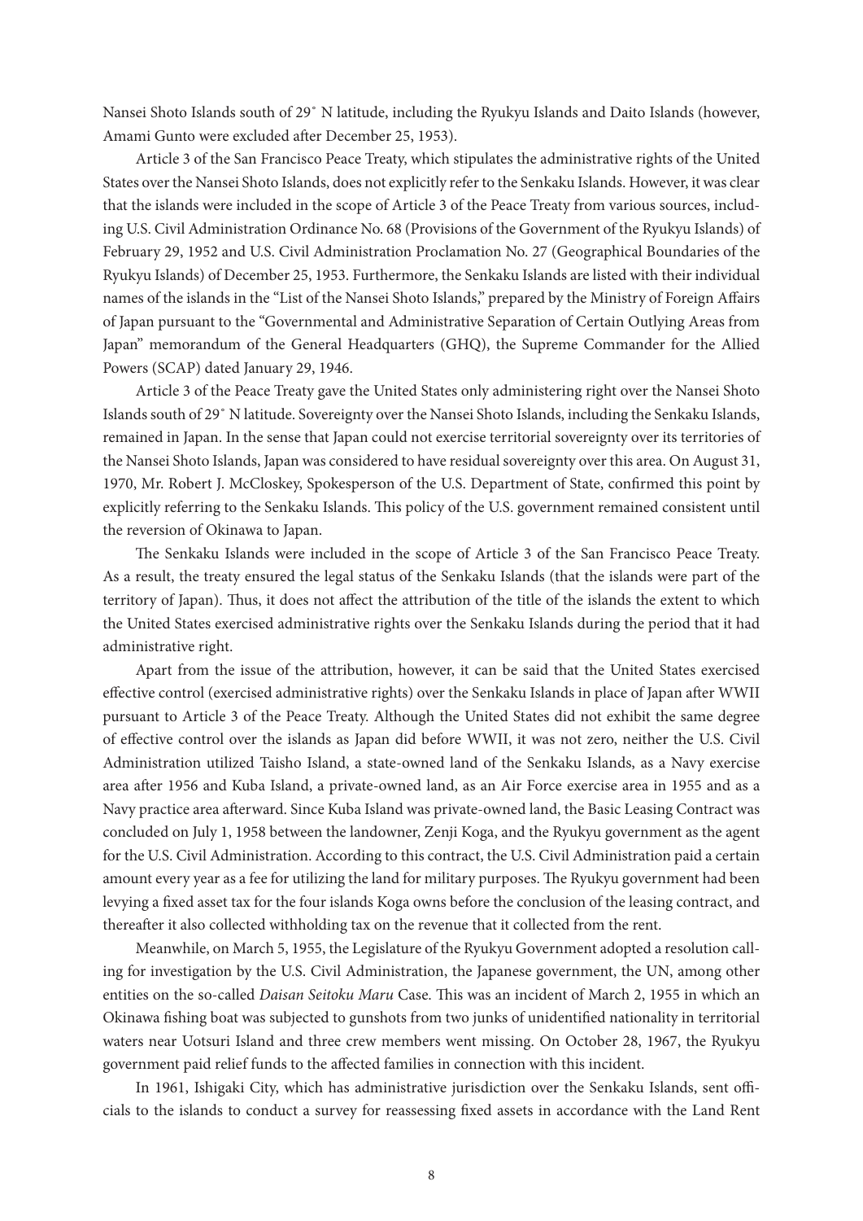Nansei Shoto Islands south of 29˚ N latitude, including the Ryukyu Islands and Daito Islands (however, Amami Gunto were excluded after December 25, 1953).

Article 3 of the San Francisco Peace Treaty, which stipulates the administrative rights of the United States over the Nansei Shoto Islands, does not explicitly refer to the Senkaku Islands. However, it was clear that the islands were included in the scope of Article 3 of the Peace Treaty from various sources, including U.S. Civil Administration Ordinance No. 68 (Provisions of the Government of the Ryukyu Islands) of February 29, 1952 and U.S. Civil Administration Proclamation No. 27 (Geographical Boundaries of the Ryukyu Islands) of December 25, 1953. Furthermore, the Senkaku Islands are listed with their individual names of the islands in the "List of the Nansei Shoto Islands," prepared by the Ministry of Foreign Affairs of Japan pursuant to the "Governmental and Administrative Separation of Certain Outlying Areas from Japan" memorandum of the General Headquarters (GHQ), the Supreme Commander for the Allied Powers (SCAP) dated January 29, 1946.

Article 3 of the Peace Treaty gave the United States only administering right over the Nansei Shoto Islands south of 29˚ N latitude. Sovereignty over the Nansei Shoto Islands, including the Senkaku Islands, remained in Japan. In the sense that Japan could not exercise territorial sovereignty over its territories of the Nansei Shoto Islands, Japan was considered to have residual sovereignty over this area. On August 31, 1970, Mr. Robert J. McCloskey, Spokesperson of the U.S. Department of State, confirmed this point by explicitly referring to the Senkaku Islands. This policy of the U.S. government remained consistent until the reversion of Okinawa to Japan.

The Senkaku Islands were included in the scope of Article 3 of the San Francisco Peace Treaty. As a result, the treaty ensured the legal status of the Senkaku Islands (that the islands were part of the territory of Japan). Thus, it does not affect the attribution of the title of the islands the extent to which the United States exercised administrative rights over the Senkaku Islands during the period that it had administrative right.

Apart from the issue of the attribution, however, it can be said that the United States exercised effective control (exercised administrative rights) over the Senkaku Islands in place of Japan after WWII pursuant to Article 3 of the Peace Treaty. Although the United States did not exhibit the same degree of effective control over the islands as Japan did before WWII, it was not zero, neither the U.S. Civil Administration utilized Taisho Island, a state-owned land of the Senkaku Islands, as a Navy exercise area after 1956 and Kuba Island, a private-owned land, as an Air Force exercise area in 1955 and as a Navy practice area afterward. Since Kuba Island was private-owned land, the Basic Leasing Contract was concluded on July 1, 1958 between the landowner, Zenji Koga, and the Ryukyu government as the agent for the U.S. Civil Administration. According to this contract, the U.S. Civil Administration paid a certain amount every year as a fee for utilizing the land for military purposes. The Ryukyu government had been levying a fixed asset tax for the four islands Koga owns before the conclusion of the leasing contract, and thereafter it also collected withholding tax on the revenue that it collected from the rent.

Meanwhile, on March 5, 1955, the Legislature of the Ryukyu Government adopted a resolution calling for investigation by the U.S. Civil Administration, the Japanese government, the UN, among other entities on the so-called *Daisan Seitoku Maru* Case. This was an incident of March 2, 1955 in which an Okinawa fishing boat was subjected to gunshots from two junks of unidentified nationality in territorial waters near Uotsuri Island and three crew members went missing. On October 28, 1967, the Ryukyu government paid relief funds to the affected families in connection with this incident.

In 1961, Ishigaki City, which has administrative jurisdiction over the Senkaku Islands, sent officials to the islands to conduct a survey for reassessing fixed assets in accordance with the Land Rent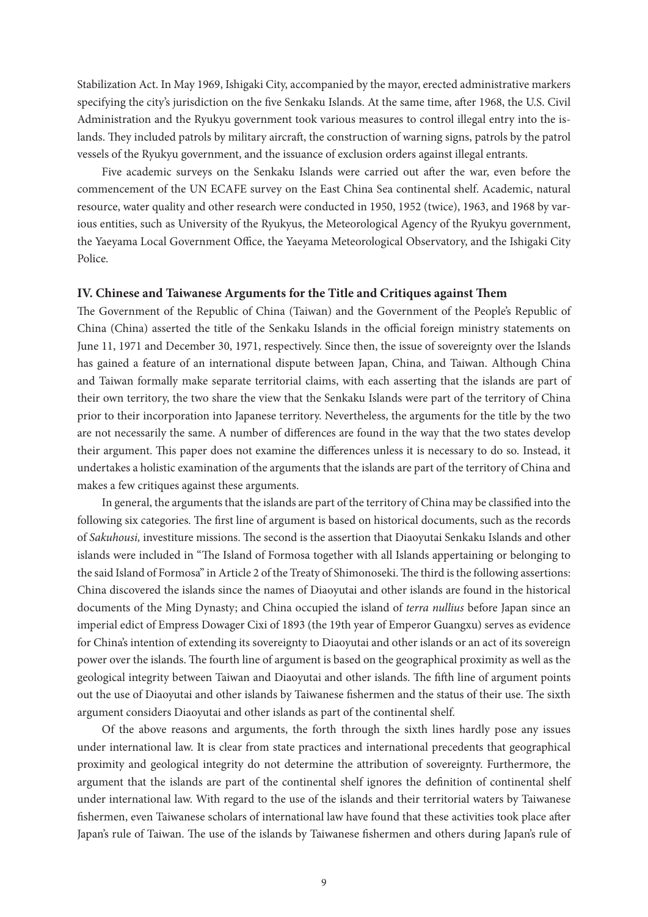Stabilization Act. In May 1969, Ishigaki City, accompanied by the mayor, erected administrative markers specifying the city's jurisdiction on the five Senkaku Islands. At the same time, after 1968, the U.S. Civil Administration and the Ryukyu government took various measures to control illegal entry into the islands. They included patrols by military aircraft, the construction of warning signs, patrols by the patrol vessels of the Ryukyu government, and the issuance of exclusion orders against illegal entrants.

Five academic surveys on the Senkaku Islands were carried out after the war, even before the commencement of the UN ECAFE survey on the East China Sea continental shelf. Academic, natural resource, water quality and other research were conducted in 1950, 1952 (twice), 1963, and 1968 by various entities, such as University of the Ryukyus, the Meteorological Agency of the Ryukyu government, the Yaeyama Local Government Office, the Yaeyama Meteorological Observatory, and the Ishigaki City Police.

## IV. Chinese and Taiwanese Arguments for the Title and Critiques against Them

The Government of the Republic of China (Taiwan) and the Government of the People's Republic of China (China) asserted the title of the Senkaku Islands in the official foreign ministry statements on June 11, 1971 and December 30, 1971, respectively. Since then, the issue of sovereignty over the Islands has gained a feature of an international dispute between Japan, China, and Taiwan. Although China and Taiwan formally make separate territorial claims, with each asserting that the islands are part of their own territory, the two share the view that the Senkaku Islands were part of the territory of China prior to their incorporation into Japanese territory. Nevertheless, the arguments for the title by the two are not necessarily the same. A number of differences are found in the way that the two states develop their argument. This paper does not examine the differences unless it is necessary to do so. Instead, it undertakes a holistic examination of the arguments that the islands are part of the territory of China and makes a few critiques against these arguments.

In general, the arguments that the islands are part of the territory of China may be classified into the following six categories. The first line of argument is based on historical documents, such as the records of *Sakuhousi,* investiture missions. The second is the assertion that Diaoyutai Senkaku Islands and other islands were included in "The Island of Formosa together with all Islands appertaining or belonging to the said Island of Formosa" in Article 2 of the Treaty of Shimonoseki. The third is the following assertions: China discovered the islands since the names of Diaoyutai and other islands are found in the historical documents of the Ming Dynasty; and China occupied the island of *terra nullius* before Japan since an imperial edict of Empress Dowager Cixi of 1893 (the 19th year of Emperor Guangxu) serves as evidence for China's intention of extending its sovereignty to Diaoyutai and other islands or an act of its sovereign power over the islands. The fourth line of argument is based on the geographical proximity as well as the geological integrity between Taiwan and Diaoyutai and other islands. The fifth line of argument points out the use of Diaoyutai and other islands by Taiwanese fishermen and the status of their use. The sixth argument considers Diaoyutai and other islands as part of the continental shelf.

Of the above reasons and arguments, the forth through the sixth lines hardly pose any issues under international law. It is clear from state practices and international precedents that geographical proximity and geological integrity do not determine the attribution of sovereignty. Furthermore, the argument that the islands are part of the continental shelf ignores the definition of continental shelf under international law. With regard to the use of the islands and their territorial waters by Taiwanese fishermen, even Taiwanese scholars of international law have found that these activities took place after Japan's rule of Taiwan. The use of the islands by Taiwanese fishermen and others during Japan's rule of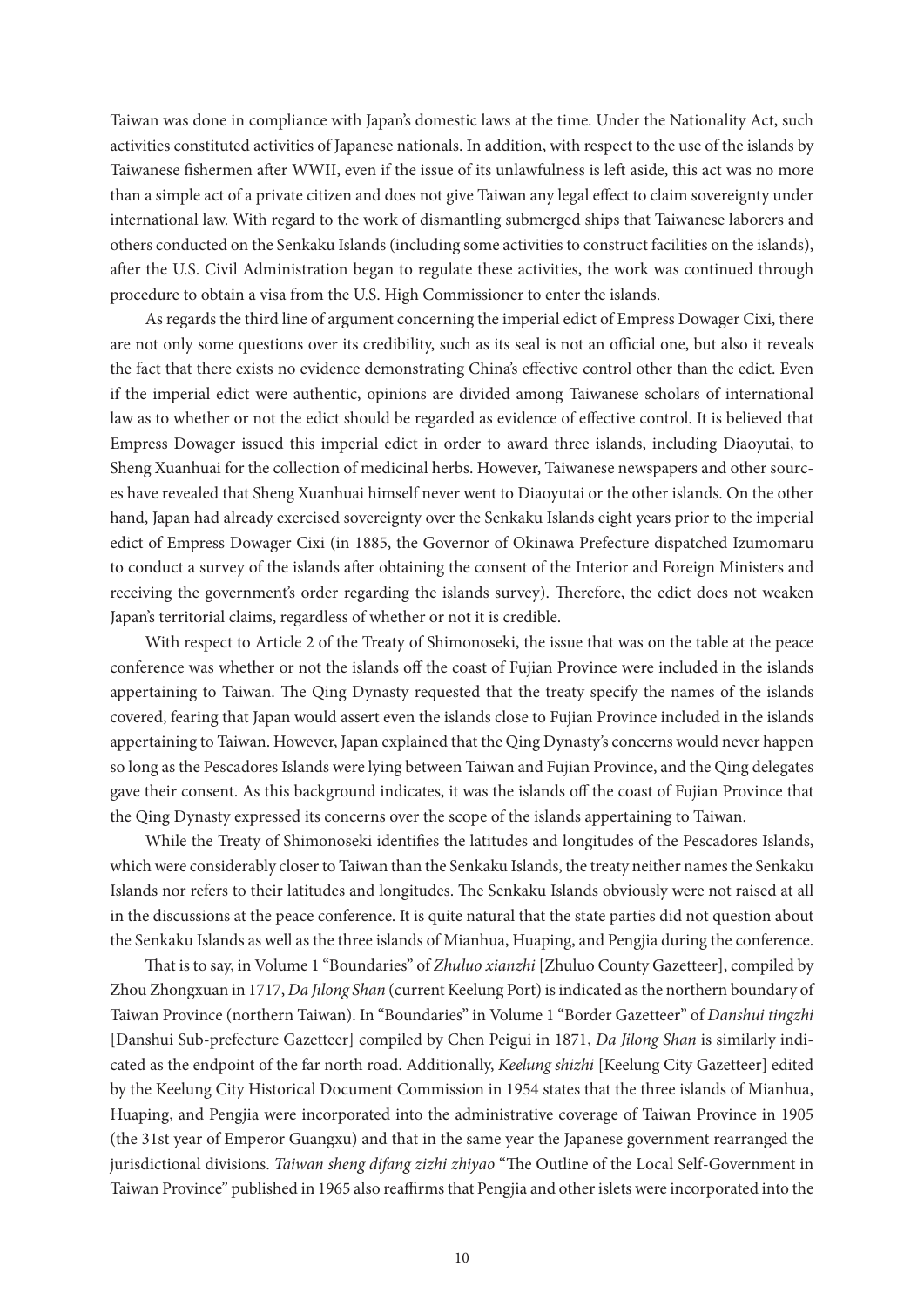Taiwan was done in compliance with Japan's domestic laws at the time. Under the Nationality Act, such activities constituted activities of Japanese nationals. In addition, with respect to the use of the islands by Taiwanese fishermen after WWII, even if the issue of its unlawfulness is left aside, this act was no more than a simple act of a private citizen and does not give Taiwan any legal effect to claim sovereignty under international law. With regard to the work of dismantling submerged ships that Taiwanese laborers and others conducted on the Senkaku Islands (including some activities to construct facilities on the islands), after the U.S. Civil Administration began to regulate these activities, the work was continued through procedure to obtain a visa from the U.S. High Commissioner to enter the islands.

As regards the third line of argument concerning the imperial edict of Empress Dowager Cixi, there are not only some questions over its credibility, such as its seal is not an official one, but also it reveals the fact that there exists no evidence demonstrating China's effective control other than the edict. Even if the imperial edict were authentic, opinions are divided among Taiwanese scholars of international law as to whether or not the edict should be regarded as evidence of effective control. It is believed that Empress Dowager issued this imperial edict in order to award three islands, including Diaoyutai, to Sheng Xuanhuai for the collection of medicinal herbs. However, Taiwanese newspapers and other sources have revealed that Sheng Xuanhuai himself never went to Diaoyutai or the other islands. On the other hand, Japan had already exercised sovereignty over the Senkaku Islands eight years prior to the imperial edict of Empress Dowager Cixi (in 1885, the Governor of Okinawa Prefecture dispatched Izumomaru to conduct a survey of the islands after obtaining the consent of the Interior and Foreign Ministers and receiving the government's order regarding the islands survey). Therefore, the edict does not weaken Japan's territorial claims, regardless of whether or not it is credible.

With respect to Article 2 of the Treaty of Shimonoseki, the issue that was on the table at the peace conference was whether or not the islands off the coast of Fujian Province were included in the islands appertaining to Taiwan. The Qing Dynasty requested that the treaty specify the names of the islands covered, fearing that Japan would assert even the islands close to Fujian Province included in the islands appertaining to Taiwan. However, Japan explained that the Qing Dynasty's concerns would never happen so long as the Pescadores Islands were lying between Taiwan and Fujian Province, and the Qing delegates gave their consent. As this background indicates, it was the islands off the coast of Fujian Province that the Qing Dynasty expressed its concerns over the scope of the islands appertaining to Taiwan.

While the Treaty of Shimonoseki identifies the latitudes and longitudes of the Pescadores Islands, which were considerably closer to Taiwan than the Senkaku Islands, the treaty neither names the Senkaku Islands nor refers to their latitudes and longitudes. The Senkaku Islands obviously were not raised at all in the discussions at the peace conference. It is quite natural that the state parties did not question about the Senkaku Islands as well as the three islands of Mianhua, Huaping, and Pengjia during the conference.

That is to say, in Volume 1 "Boundaries" of *Zhuluo xianzhi* [Zhuluo County Gazetteer], compiled by Zhou Zhongxuan in 1717, *Da Jilong Shan* (current Keelung Port) is indicated as the northern boundary of Taiwan Province (northern Taiwan). In "Boundaries" in Volume 1 "Border Gazetteer" of *Danshui tingzhi* [Danshui Sub-prefecture Gazetteer] compiled by Chen Peigui in 1871, *Da Jilong Shan* is similarly indicated as the endpoint of the far north road. Additionally, *Keelung shizhi* [Keelung City Gazetteer] edited by the Keelung City Historical Document Commission in 1954 states that the three islands of Mianhua, Huaping, and Pengjia were incorporated into the administrative coverage of Taiwan Province in 1905 (the 31st year of Emperor Guangxu) and that in the same year the Japanese government rearranged the jurisdictional divisions. *Taiwan sheng difang zizhi zhiyao* "The Outline of the Local Self-Government in Taiwan Province" published in 1965 also reaffirms that Pengjia and other islets were incorporated into the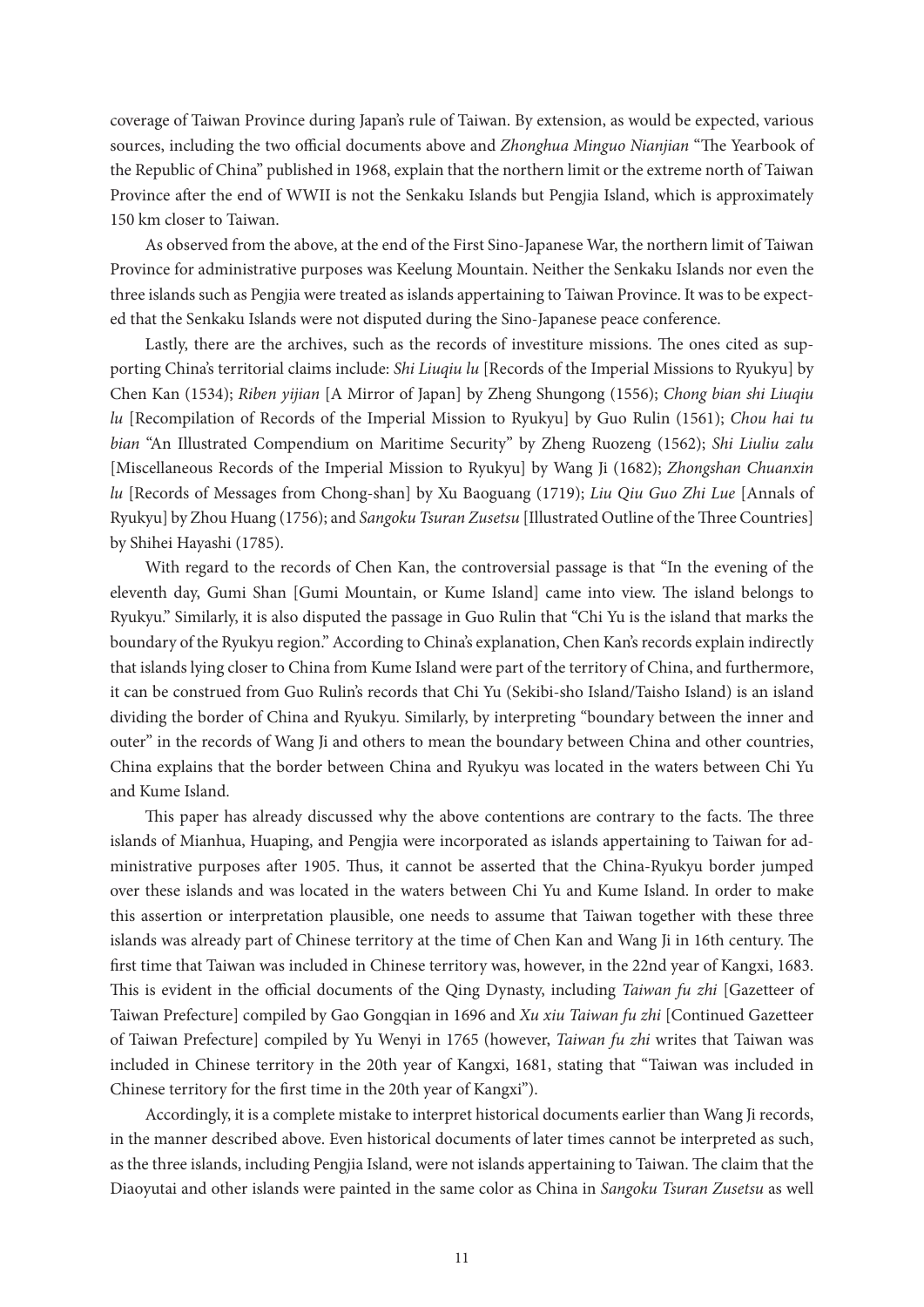coverage of Taiwan Province during Japan's rule of Taiwan. By extension, as would be expected, various sources, including the two official documents above and *Zhonghua Minguo Nianjian* "The Yearbook of the Republic of China" published in 1968, explain that the northern limit or the extreme north of Taiwan Province after the end of WWII is not the Senkaku Islands but Pengjia Island, which is approximately 150 km closer to Taiwan.

As observed from the above, at the end of the First Sino-Japanese War, the northern limit of Taiwan Province for administrative purposes was Keelung Mountain. Neither the Senkaku Islands nor even the three islands such as Pengjia were treated as islands appertaining to Taiwan Province. It was to be expected that the Senkaku Islands were not disputed during the Sino-Japanese peace conference.

Lastly, there are the archives, such as the records of investiture missions. The ones cited as supporting China's territorial claims include: *Shi Liuqiu lu* [Records of the Imperial Missions to Ryukyu] by Chen Kan (1534); *Riben yijian* [A Mirror of Japan] by Zheng Shungong (1556); *Chong bian shi Liuqiu lu* [Recompilation of Records of the Imperial Mission to Ryukyu] by Guo Rulin (1561); *Chou hai tu bian* "An Illustrated Compendium on Maritime Security" by Zheng Ruozeng (1562); *Shi Liuliu zalu* [Miscellaneous Records of the Imperial Mission to Ryukyu] by Wang Ji (1682); *Zhongshan Chuanxin lu* [Records of Messages from Chong-shan] by Xu Baoguang (1719); *Liu Qiu Guo Zhi Lue* [Annals of Ryukyu] by Zhou Huang (1756); and *Sangoku Tsuran Zusetsu* [Illustrated Outline of the Three Countries] by Shihei Hayashi (1785).

With regard to the records of Chen Kan, the controversial passage is that "In the evening of the eleventh day, Gumi Shan [Gumi Mountain, or Kume Island] came into view. The island belongs to Ryukyu." Similarly, it is also disputed the passage in Guo Rulin that "Chi Yu is the island that marks the boundary of the Ryukyu region." According to China's explanation, Chen Kan's records explain indirectly that islands lying closer to China from Kume Island were part of the territory of China, and furthermore, it can be construed from Guo Rulin's records that Chi Yu (Sekibi-sho Island/Taisho Island) is an island dividing the border of China and Ryukyu. Similarly, by interpreting "boundary between the inner and outer" in the records of Wang Ji and others to mean the boundary between China and other countries, China explains that the border between China and Ryukyu was located in the waters between Chi Yu and Kume Island.

This paper has already discussed why the above contentions are contrary to the facts. The three islands of Mianhua, Huaping, and Pengjia were incorporated as islands appertaining to Taiwan for administrative purposes after 1905. Thus, it cannot be asserted that the China-Ryukyu border jumped over these islands and was located in the waters between Chi Yu and Kume Island. In order to make this assertion or interpretation plausible, one needs to assume that Taiwan together with these three islands was already part of Chinese territory at the time of Chen Kan and Wang Ji in 16th century. The first time that Taiwan was included in Chinese territory was, however, in the 22nd year of Kangxi, 1683. This is evident in the official documents of the Qing Dynasty, including *Taiwan fu zhi* [Gazetteer of Taiwan Prefecture] compiled by Gao Gongqian in 1696 and *Xu xiu Taiwan fu zhi* [Continued Gazetteer of Taiwan Prefecture] compiled by Yu Wenyi in 1765 (however, *Taiwan fu zhi* writes that Taiwan was included in Chinese territory in the 20th year of Kangxi, 1681, stating that "Taiwan was included in Chinese territory for the first time in the 20th year of Kangxi").

Accordingly, it is a complete mistake to interpret historical documents earlier than Wang Ji records, in the manner described above. Even historical documents of later times cannot be interpreted as such, as the three islands, including Pengjia Island, were not islands appertaining to Taiwan. The claim that the Diaoyutai and other islands were painted in the same color as China in *Sangoku Tsuran Zusetsu* as well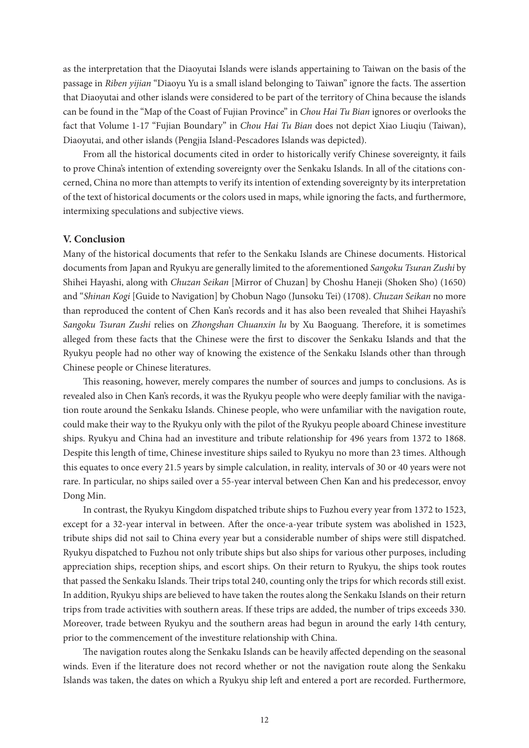as the interpretation that the Diaoyutai Islands were islands appertaining to Taiwan on the basis of the passage in *Riben yijian* "Diaoyu Yu is a small island belonging to Taiwan" ignore the facts. The assertion that Diaoyutai and other islands were considered to be part of the territory of China because the islands can be found in the "Map of the Coast of Fujian Province" in *Chou Hai Tu Bian* ignores or overlooks the fact that Volume 1-17 "Fujian Boundary" in *Chou Hai Tu Bian* does not depict Xiao Liuqiu (Taiwan), Diaoyutai, and other islands (Pengjia Island-Pescadores Islands was depicted).

From all the historical documents cited in order to historically verify Chinese sovereignty, it fails to prove China's intention of extending sovereignty over the Senkaku Islands. In all of the citations concerned, China no more than attempts to verify its intention of extending sovereignty by its interpretation of the text of historical documents or the colors used in maps, while ignoring the facts, and furthermore, intermixing speculations and subjective views.

## V. Conclusion

Many of the historical documents that refer to the Senkaku Islands are Chinese documents. Historical documents from Japan and Ryukyu are generally limited to the aforementioned *Sangoku Tsuran Zushi* by Shihei Hayashi, along with *Chuzan Seikan* [Mirror of Chuzan] by Choshu Haneji (Shoken Sho) (1650) and "*Shinan Kogi* [Guide to Navigation] by Chobun Nago (Junsoku Tei) (1708). *Chuzan Seikan* no more than reproduced the content of Chen Kan's records and it has also been revealed that Shihei Hayashi's *Sangoku Tsuran Zushi* relies on *Zhongshan Chuanxin lu* by Xu Baoguang. Therefore, it is sometimes alleged from these facts that the Chinese were the first to discover the Senkaku Islands and that the Ryukyu people had no other way of knowing the existence of the Senkaku Islands other than through Chinese people or Chinese literatures.

This reasoning, however, merely compares the number of sources and jumps to conclusions. As is revealed also in Chen Kan's records, it was the Ryukyu people who were deeply familiar with the navigation route around the Senkaku Islands. Chinese people, who were unfamiliar with the navigation route, could make their way to the Ryukyu only with the pilot of the Ryukyu people aboard Chinese investiture ships. Ryukyu and China had an investiture and tribute relationship for 496 years from 1372 to 1868. Despite this length of time, Chinese investiture ships sailed to Ryukyu no more than 23 times. Although this equates to once every 21.5 years by simple calculation, in reality, intervals of 30 or 40 years were not rare. In particular, no ships sailed over a 55-year interval between Chen Kan and his predecessor, envoy Dong Min.

In contrast, the Ryukyu Kingdom dispatched tribute ships to Fuzhou every year from 1372 to 1523, except for a 32-year interval in between. After the once-a-year tribute system was abolished in 1523, tribute ships did not sail to China every year but a considerable number of ships were still dispatched. Ryukyu dispatched to Fuzhou not only tribute ships but also ships for various other purposes, including appreciation ships, reception ships, and escort ships. On their return to Ryukyu, the ships took routes that passed the Senkaku Islands. Their trips total 240, counting only the trips for which records still exist. In addition, Ryukyu ships are believed to have taken the routes along the Senkaku Islands on their return trips from trade activities with southern areas. If these trips are added, the number of trips exceeds 330. Moreover, trade between Ryukyu and the southern areas had begun in around the early 14th century, prior to the commencement of the investiture relationship with China.

The navigation routes along the Senkaku Islands can be heavily affected depending on the seasonal winds. Even if the literature does not record whether or not the navigation route along the Senkaku Islands was taken, the dates on which a Ryukyu ship left and entered a port are recorded. Furthermore,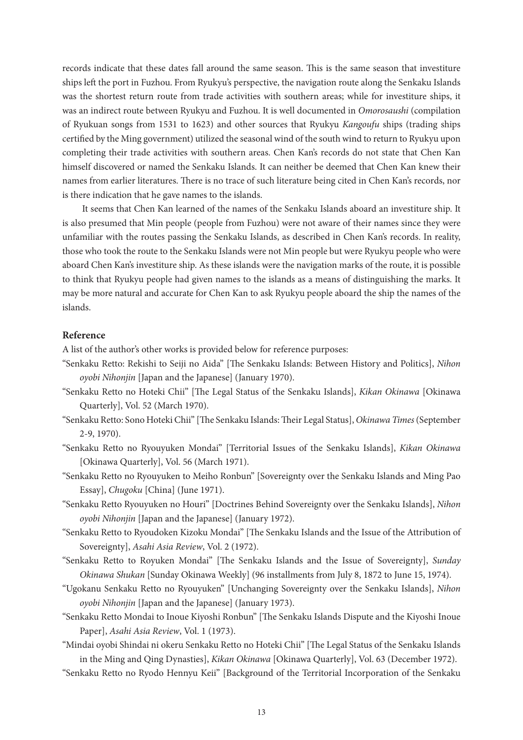records indicate that these dates fall around the same season. This is the same season that investiture ships left the port in Fuzhou. From Ryukyu's perspective, the navigation route along the Senkaku Islands was the shortest return route from trade activities with southern areas; while for investiture ships, it was an indirect route between Ryukyu and Fuzhou. It is well documented in *Omorosaushi* (compilation of Ryukuan songs from 1531 to 1623) and other sources that Ryukyu *Kangoufu* ships (trading ships certified by the Ming government) utilized the seasonal wind of the south wind to return to Ryukyu upon completing their trade activities with southern areas. Chen Kan's records do not state that Chen Kan himself discovered or named the Senkaku Islands. It can neither be deemed that Chen Kan knew their names from earlier literatures. There is no trace of such literature being cited in Chen Kan's records, nor is there indication that he gave names to the islands.

It seems that Chen Kan learned of the names of the Senkaku Islands aboard an investiture ship. It is also presumed that Min people (people from Fuzhou) were not aware of their names since they were unfamiliar with the routes passing the Senkaku Islands, as described in Chen Kan's records. In reality, those who took the route to the Senkaku Islands were not Min people but were Ryukyu people who were aboard Chen Kan's investiture ship. As these islands were the navigation marks of the route, it is possible to think that Ryukyu people had given names to the islands as a means of distinguishing the marks. It may be more natural and accurate for Chen Kan to ask Ryukyu people aboard the ship the names of the islands.

**Reference**

A list of the author's other works is provided below for reference purposes:

"Senkaku Retto: Rekishi to Seiji no Aida" [The Senkaku Islands: Between History and Politics], *Nihon oyobi Nihonjin* [Japan and the Japanese] (January 1970).

"Senkaku Retto no Hoteki Chii" [The Legal Status of the Senkaku Islands], *Kikan Okinawa* [Okinawa Quarterly], Vol. 52 (March 1970).

"Senkaku Retto: Sono Hoteki Chii" [The Senkaku Islands: Their Legal Status], *Okinawa Times* (September 2-9, 1970).

"Senkaku Retto no Ryouyuken Mondai" [Territorial Issues of the Senkaku Islands], *Kikan Okinawa* [Okinawa Quarterly], Vol. 56 (March 1971).

"Senkaku Retto no Ryouyuken to Meiho Ronbun" [Sovereignty over the Senkaku Islands and Ming Pao Essay], *Chugoku* [China] (June 1971).

"Senkaku Retto Ryouyuken no Houri" [Doctrines Behind Sovereignty over the Senkaku Islands], *Nihon oyobi Nihonjin* [Japan and the Japanese] (January 1972).

"Senkaku Retto to Ryoudoken Kizoku Mondai" [The Senkaku Islands and the Issue of the Attribution of Sovereignty], *Asahi Asia Review*, Vol. 2 (1972).

"Senkaku Retto to Royuken Mondai" [The Senkaku Islands and the Issue of Sovereignty], *Sunday Okinawa Shukan* [Sunday Okinawa Weekly] (96 installments from July 8, 1872 to June 15, 1974).

"Ugokanu Senkaku Retto no Ryouyuken" [Unchanging Sovereignty over the Senkaku Islands], *Nihon oyobi Nihonjin* [Japan and the Japanese] (January 1973).

"Senkaku Retto Mondai to Inoue Kiyoshi Ronbun" [The Senkaku Islands Dispute and the Kiyoshi Inoue Paper], *Asahi Asia Review*, Vol. 1 (1973).

"Mindai oyobi Shindai ni okeru Senkaku Retto no Hoteki Chii" [The Legal Status of the Senkaku Islands in the Ming and Qing Dynasties], *Kikan Okinawa* [Okinawa Quarterly], Vol. 63 (December 1972).

"Senkaku Retto no Ryodo Hennyu Keii" [Background of the Territorial Incorporation of the Senkaku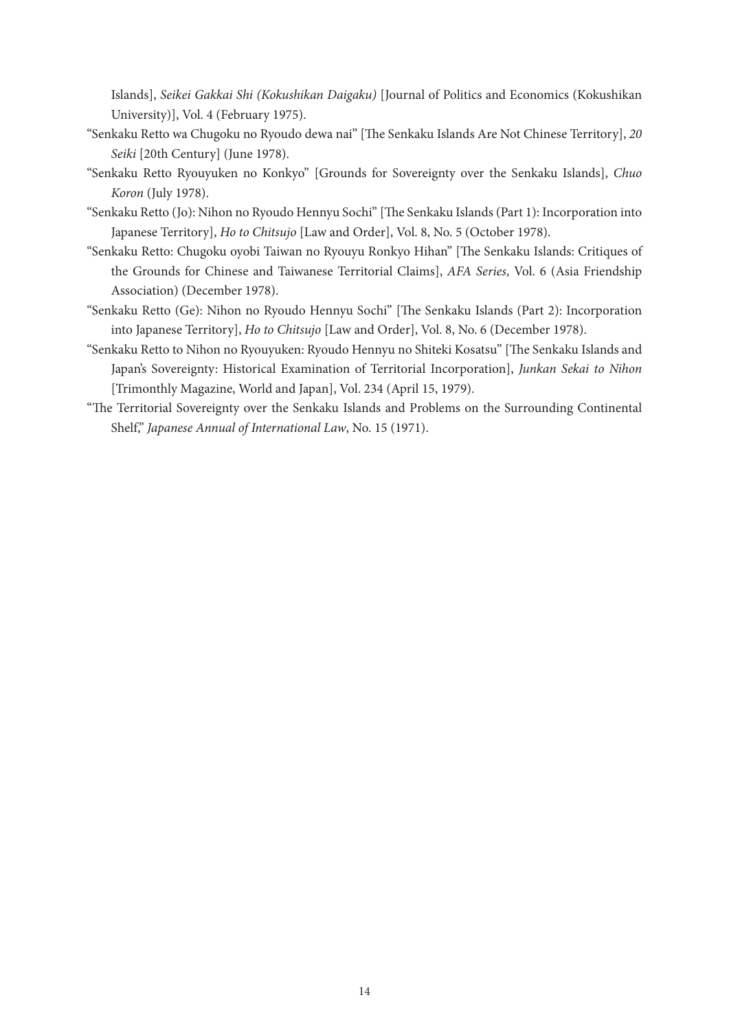Islands], *Seikei Gakkai Shi (Kokushikan Daigaku)* [Journal of Politics and Economics (Kokushikan University)], Vol. 4 (February 1975).

"Senkaku Retto wa Chugoku no Ryoudo dewa nai" [The Senkaku Islands Are Not Chinese Territory], *20 Seiki* [20th Century] (June 1978).

"Senkaku Retto Ryouyuken no Konkyo" [Grounds for Sovereignty over the Senkaku Islands], *Chuo Koron* (July 1978).

"Senkaku Retto (Jo): Nihon no Ryoudo Hennyu Sochi" [The Senkaku Islands (Part 1): Incorporation into Japanese Territory], *Ho to Chitsujo* [Law and Order], Vol. 8, No. 5 (October 1978).

"Senkaku Retto: Chugoku oyobi Taiwan no Ryouyu Ronkyo Hihan" [The Senkaku Islands: Critiques of the Grounds for Chinese and Taiwanese Territorial Claims], *AFA Series*, Vol. 6 (Asia Friendship Association) (December 1978).

"Senkaku Retto (Ge): Nihon no Ryoudo Hennyu Sochi" [The Senkaku Islands (Part 2): Incorporation into Japanese Territory], *Ho to Chitsujo* [Law and Order], Vol. 8, No. 6 (December 1978).

"Senkaku Retto to Nihon no Ryouyuken: Ryoudo Hennyu no Shiteki Kosatsu" [The Senkaku Islands and Japan's Sovereignty: Historical Examination of Territorial Incorporation], *Junkan Sekai to Nihon* [Trimonthly Magazine, World and Japan], Vol. 234 (April 15, 1979).

"The Territorial Sovereignty over the Senkaku Islands and Problems on the Surrounding Continental Shelf," *Japanese Annual of International Law*, No. 15 (1971).